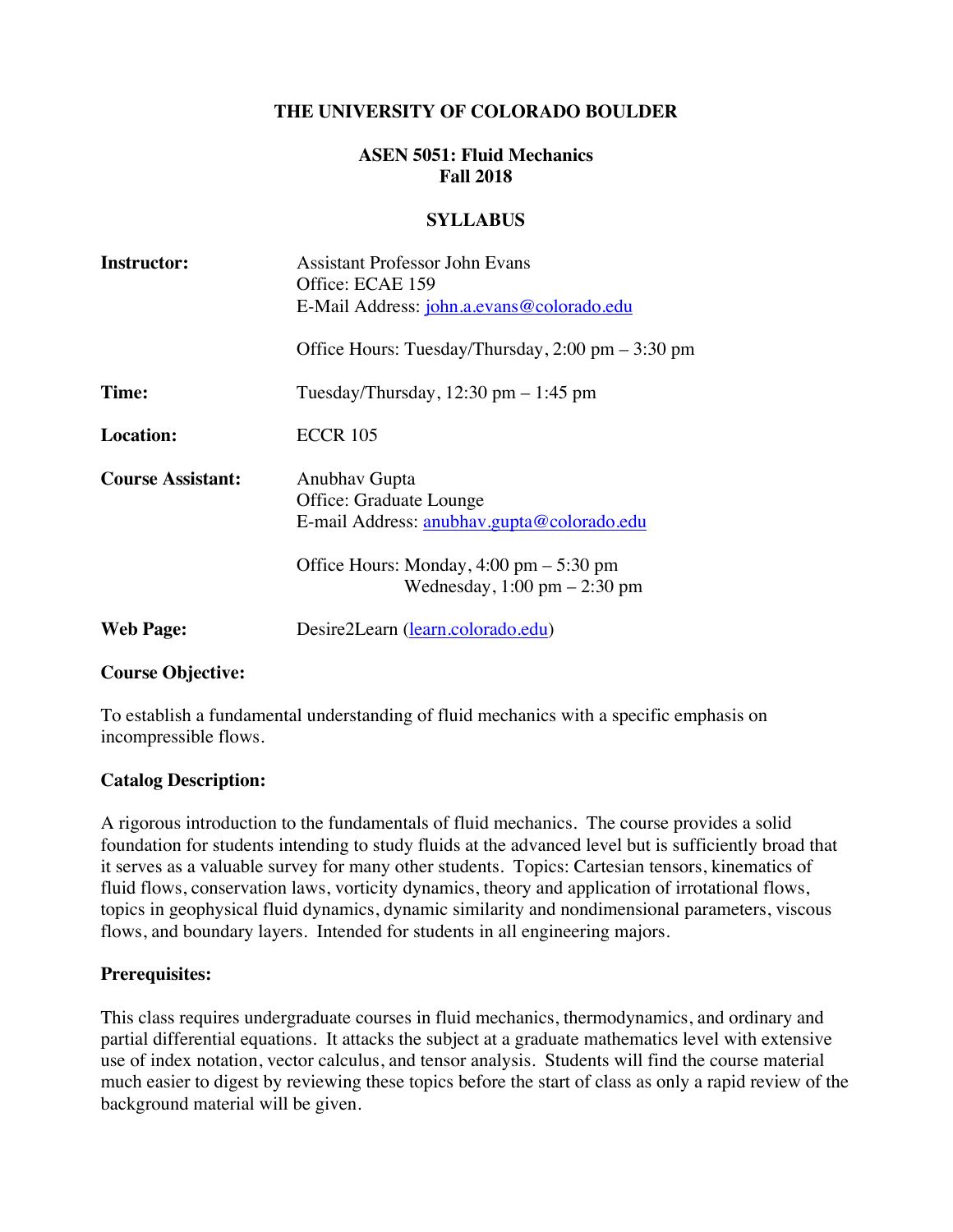# THE UNIVERSITY OF COLORADO BOULDER

## ASEN 5051: Fluid Mechanics
## Fall 2018

## SYLLABUS

**Instructor:** Assistant Professor John Evans
Office: ECAE 159
E-Mail Address: john.a.evans@colorado.edu

Office Hours: Tuesday/Thursday, 2:00 pm – 3:30 pm

**Time:** Tuesday/Thursday, 12:30 pm – 1:45 pm

**Location:** ECCR 105

**Course Assistant:** Anubhav Gupta
Office: Graduate Lounge
E-mail Address: anubhav.gupta@colorado.edu

Office Hours: Monday, 4:00 pm – 5:30 pm
Wednesday, 1:00 pm – 2:30 pm

**Web Page:** Desire2Learn (learn.colorado.edu)

### Course Objective:

To establish a fundamental understanding of fluid mechanics with a specific emphasis on incompressible flows.

### Catalog Description:

A rigorous introduction to the fundamentals of fluid mechanics. The course provides a solid foundation for students intending to study fluids at the advanced level but is sufficiently broad that it serves as a valuable survey for many other students. Topics: Cartesian tensors, kinematics of fluid flows, conservation laws, vorticity dynamics, theory and application of irrotational flows, topics in geophysical fluid dynamics, dynamic similarity and nondimensional parameters, viscous flows, and boundary layers. Intended for students in all engineering majors.

### Prerequisites:

This class requires undergraduate courses in fluid mechanics, thermodynamics, and ordinary and partial differential equations. It attacks the subject at a graduate mathematics level with extensive use of index notation, vector calculus, and tensor analysis. Students will find the course material much easier to digest by reviewing these topics before the start of class as only a rapid review of the background material will be given.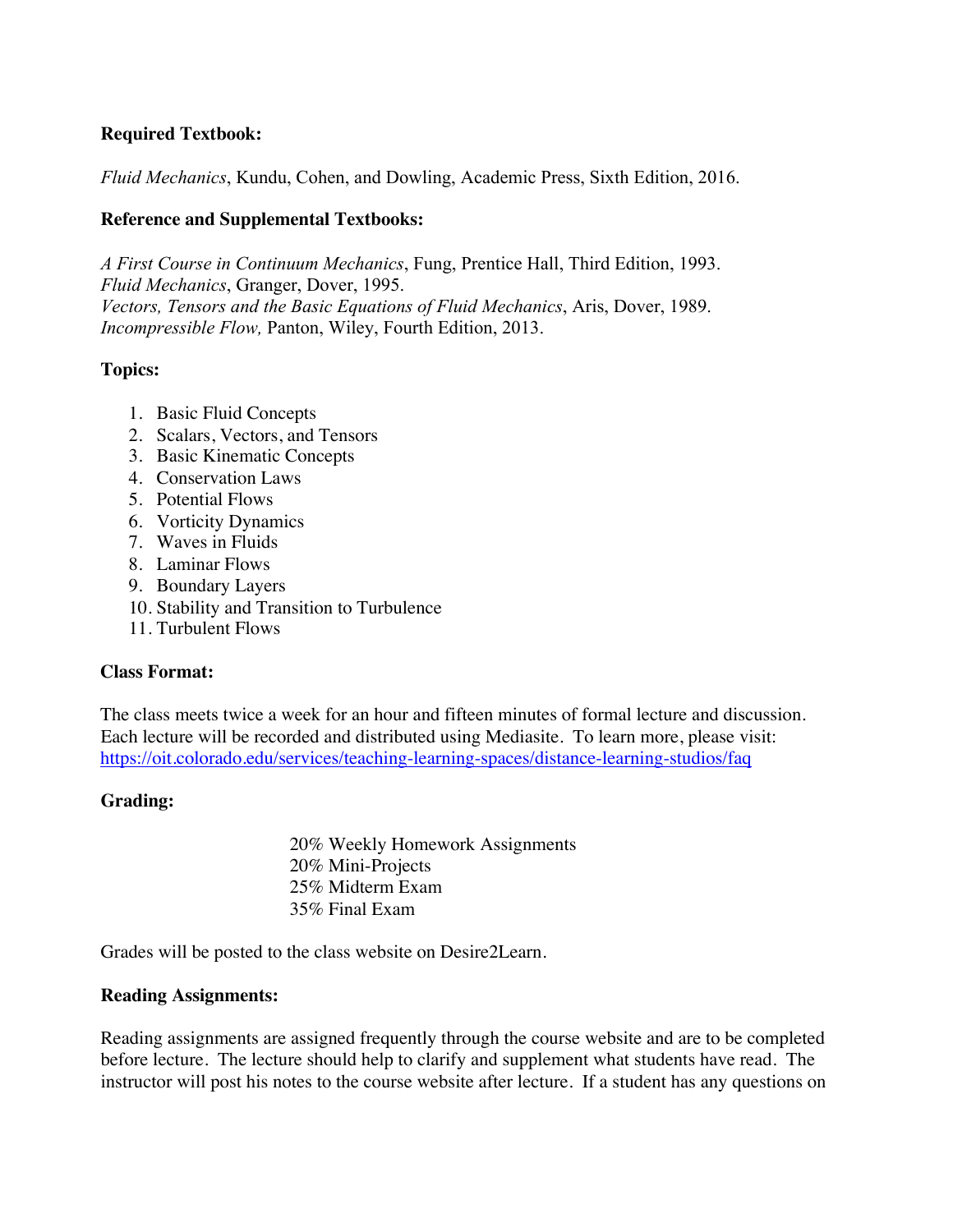**Required Textbook:**

*Fluid Mechanics*, Kundu, Cohen, and Dowling, Academic Press, Sixth Edition, 2016.

**Reference and Supplemental Textbooks:**

*A First Course in Continuum Mechanics*, Fung, Prentice Hall, Third Edition, 1993.
*Fluid Mechanics*, Granger, Dover, 1995.
*Vectors, Tensors and the Basic Equations of Fluid Mechanics*, Aris, Dover, 1989.
*Incompressible Flow,* Panton, Wiley, Fourth Edition, 2013.

**Topics:**

1. Basic Fluid Concepts
2. Scalars, Vectors, and Tensors
3. Basic Kinematic Concepts
4. Conservation Laws
5. Potential Flows
6. Vorticity Dynamics
7. Waves in Fluids
8. Laminar Flows
9. Boundary Layers
10. Stability and Transition to Turbulence
11. Turbulent Flows

**Class Format:**

The class meets twice a week for an hour and fifteen minutes of formal lecture and discussion. Each lecture will be recorded and distributed using Mediasite. To learn more, please visit: https://oit.colorado.edu/services/teaching-learning-spaces/distance-learning-studios/faq

**Grading:**

20% Weekly Homework Assignments
20% Mini-Projects
25% Midterm Exam
35% Final Exam

Grades will be posted to the class website on Desire2Learn.

**Reading Assignments:**

Reading assignments are assigned frequently through the course website and are to be completed before lecture. The lecture should help to clarify and supplement what students have read. The instructor will post his notes to the course website after lecture. If a student has any questions on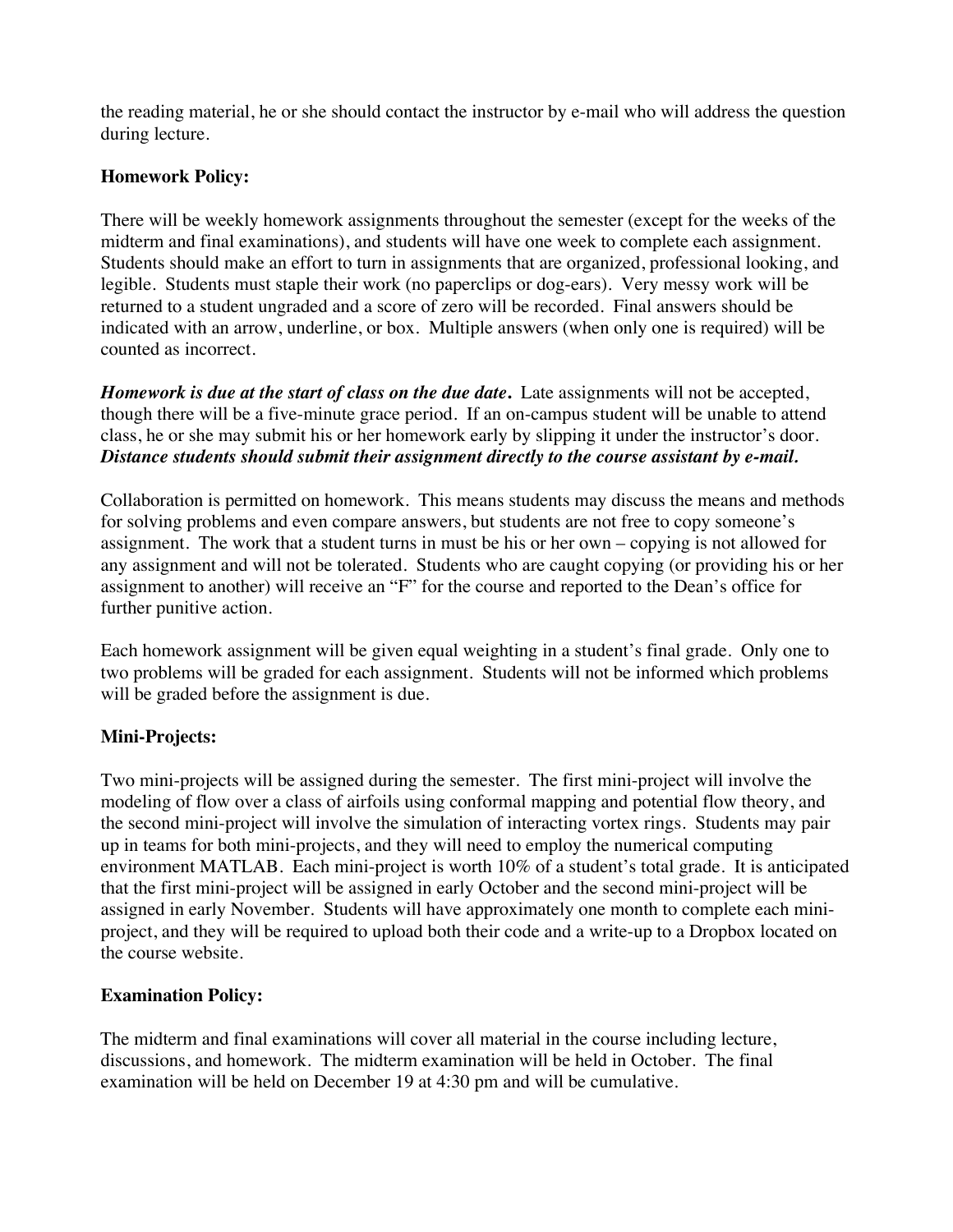the reading material, he or she should contact the instructor by e-mail who will address the question during lecture.

**Homework Policy:**

There will be weekly homework assignments throughout the semester (except for the weeks of the midterm and final examinations), and students will have one week to complete each assignment. Students should make an effort to turn in assignments that are organized, professional looking, and legible. Students must staple their work (no paperclips or dog-ears). Very messy work will be returned to a student ungraded and a score of zero will be recorded. Final answers should be indicated with an arrow, underline, or box. Multiple answers (when only one is required) will be counted as incorrect.

***Homework is due at the start of class on the due date.*** Late assignments will not be accepted, though there will be a five-minute grace period. If an on-campus student will be unable to attend class, he or she may submit his or her homework early by slipping it under the instructor's door. ***Distance students should submit their assignment directly to the course assistant by e-mail.***

Collaboration is permitted on homework. This means students may discuss the means and methods for solving problems and even compare answers, but students are not free to copy someone's assignment. The work that a student turns in must be his or her own – copying is not allowed for any assignment and will not be tolerated. Students who are caught copying (or providing his or her assignment to another) will receive an "F" for the course and reported to the Dean's office for further punitive action.

Each homework assignment will be given equal weighting in a student's final grade. Only one to two problems will be graded for each assignment. Students will not be informed which problems will be graded before the assignment is due.

**Mini-Projects:**

Two mini-projects will be assigned during the semester. The first mini-project will involve the modeling of flow over a class of airfoils using conformal mapping and potential flow theory, and the second mini-project will involve the simulation of interacting vortex rings. Students may pair up in teams for both mini-projects, and they will need to employ the numerical computing environment MATLAB. Each mini-project is worth 10% of a student's total grade. It is anticipated that the first mini-project will be assigned in early October and the second mini-project will be assigned in early November. Students will have approximately one month to complete each mini-project, and they will be required to upload both their code and a write-up to a Dropbox located on the course website.

**Examination Policy:**

The midterm and final examinations will cover all material in the course including lecture, discussions, and homework. The midterm examination will be held in October. The final examination will be held on December 19 at 4:30 pm and will be cumulative.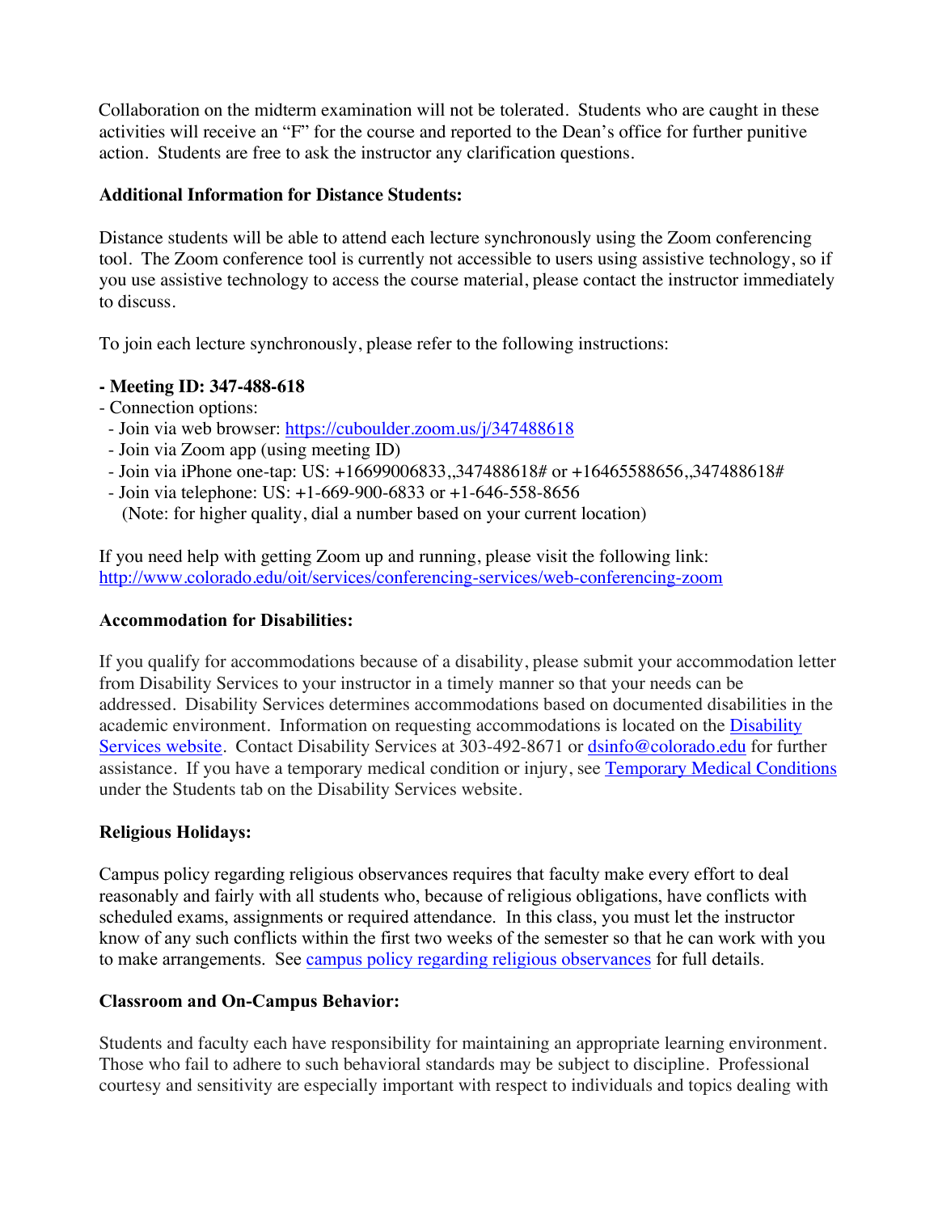Collaboration on the midterm examination will not be tolerated. Students who are caught in these activities will receive an "F" for the course and reported to the Dean's office for further punitive action. Students are free to ask the instructor any clarification questions.

**Additional Information for Distance Students:**

Distance students will be able to attend each lecture synchronously using the Zoom conferencing tool. The Zoom conference tool is currently not accessible to users using assistive technology, so if you use assistive technology to access the course material, please contact the instructor immediately to discuss.

To join each lecture synchronously, please refer to the following instructions:

**- Meeting ID: 347-488-618**
- Connection options:
  - Join via web browser: [https://cuboulder.zoom.us/j/347488618](https://cuboulder.zoom.us/j/347488618)
  - Join via Zoom app (using meeting ID)
  - Join via iPhone one-tap: US: +16699006833,,347488618# or +16465588656,,347488618#
  - Join via telephone: US: +1-669-900-6833 or +1-646-558-8656
    (Note: for higher quality, dial a number based on your current location)

If you need help with getting Zoom up and running, please visit the following link: [http://www.colorado.edu/oit/services/conferencing-services/web-conferencing-zoom](http://www.colorado.edu/oit/services/conferencing-services/web-conferencing-zoom)

**Accommodation for Disabilities:**

If you qualify for accommodations because of a disability, please submit your accommodation letter from Disability Services to your instructor in a timely manner so that your needs can be addressed. Disability Services determines accommodations based on documented disabilities in the academic environment. Information on requesting accommodations is located on the Disability Services website. Contact Disability Services at 303-492-8671 or dsinfo@colorado.edu for further assistance. If you have a temporary medical condition or injury, see Temporary Medical Conditions under the Students tab on the Disability Services website.

**Religious Holidays:**

Campus policy regarding religious observances requires that faculty make every effort to deal reasonably and fairly with all students who, because of religious obligations, have conflicts with scheduled exams, assignments or required attendance. In this class, you must let the instructor know of any such conflicts within the first two weeks of the semester so that he can work with you to make arrangements. See campus policy regarding religious observances for full details.

**Classroom and On-Campus Behavior:**

Students and faculty each have responsibility for maintaining an appropriate learning environment. Those who fail to adhere to such behavioral standards may be subject to discipline. Professional courtesy and sensitivity are especially important with respect to individuals and topics dealing with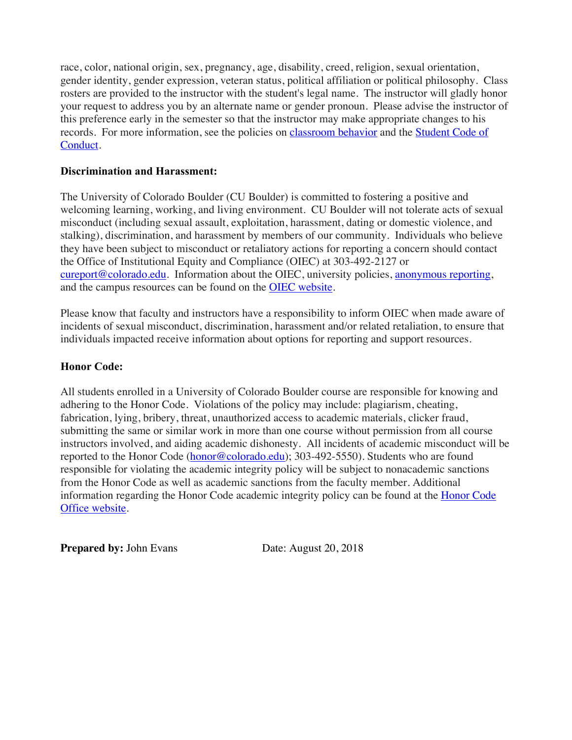race, color, national origin, sex, pregnancy, age, disability, creed, religion, sexual orientation, gender identity, gender expression, veteran status, political affiliation or political philosophy. Class rosters are provided to the instructor with the student's legal name. The instructor will gladly honor your request to address you by an alternate name or gender pronoun. Please advise the instructor of this preference early in the semester so that the instructor may make appropriate changes to his records. For more information, see the policies on classroom behavior and the Student Code of Conduct.

**Discrimination and Harassment:**

The University of Colorado Boulder (CU Boulder) is committed to fostering a positive and welcoming learning, working, and living environment. CU Boulder will not tolerate acts of sexual misconduct (including sexual assault, exploitation, harassment, dating or domestic violence, and stalking), discrimination, and harassment by members of our community. Individuals who believe they have been subject to misconduct or retaliatory actions for reporting a concern should contact the Office of Institutional Equity and Compliance (OIEC) at 303-492-2127 or cureport@colorado.edu. Information about the OIEC, university policies, anonymous reporting, and the campus resources can be found on the OIEC website.

Please know that faculty and instructors have a responsibility to inform OIEC when made aware of incidents of sexual misconduct, discrimination, harassment and/or related retaliation, to ensure that individuals impacted receive information about options for reporting and support resources.

**Honor Code:**

All students enrolled in a University of Colorado Boulder course are responsible for knowing and adhering to the Honor Code. Violations of the policy may include: plagiarism, cheating, fabrication, lying, bribery, threat, unauthorized access to academic materials, clicker fraud, submitting the same or similar work in more than one course without permission from all course instructors involved, and aiding academic dishonesty. All incidents of academic misconduct will be reported to the Honor Code (honor@colorado.edu); 303-492-5550). Students who are found responsible for violating the academic integrity policy will be subject to nonacademic sanctions from the Honor Code as well as academic sanctions from the faculty member. Additional information regarding the Honor Code academic integrity policy can be found at the Honor Code Office website.

**Prepared by:** John Evans        Date: August 20, 2018